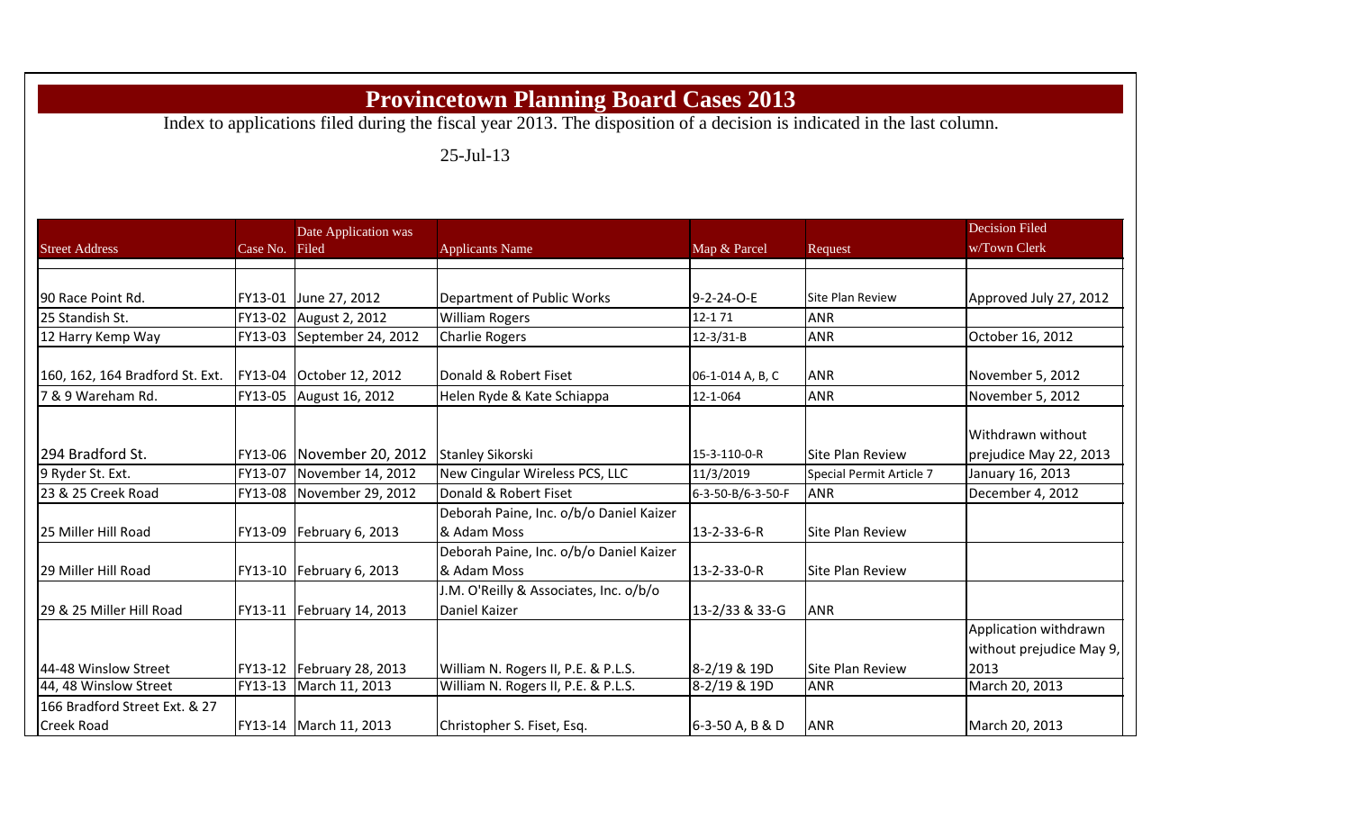# Provincetown Planning Board Cases 2013

Index to applications filed during the fiscal year 2013. The disposition of a decision is indicated in the last column.

25-Jul-13

| Street Address | Case No. | Date Application was Filed | Applicants Name | Map & Parcel | Request | Decision Filed w/Town Clerk |
|---|---|---|---|---|---|---|
| 90 Race Point Rd. | FY13-01 | June 27, 2012 | Department of Public Works | 9-2-24-O-E | Site Plan Review | Approved July 27, 2012 |
| 25 Standish St. | FY13-02 | August 2, 2012 | William Rogers | 12-1 71 | ANR | |
| 12 Harry Kemp Way | FY13-03 | September 24, 2012 | Charlie Rogers | 12-3/31-B | ANR | October 16, 2012 |
| 160, 162, 164 Bradford St. Ext. | FY13-04 | October 12, 2012 | Donald & Robert Fiset | 06-1-014 A, B, C | ANR | November 5, 2012 |
| 7 & 9 Wareham Rd. | FY13-05 | August 16, 2012 | Helen Ryde & Kate Schiappa | 12-1-064 | ANR | November 5, 2012 |
| 294 Bradford St. | FY13-06 | November 20, 2012 | Stanley Sikorski | 15-3-110-0-R | Site Plan Review | Withdrawn without prejudice May 22, 2013 |
| 9 Ryder St. Ext. | FY13-07 | November 14, 2012 | New Cingular Wireless PCS, LLC | 11/3/2019 | Special Permit Article 7 | January 16, 2013 |
| 23 & 25 Creek Road | FY13-08 | November 29, 2012 | Donald & Robert Fiset | 6-3-50-B/6-3-50-F | ANR | December 4, 2012 |
| 25 Miller Hill Road | FY13-09 | February 6, 2013 | Deborah Paine, Inc. o/b/o Daniel Kaizer & Adam Moss | 13-2-33-6-R | Site Plan Review | |
| 29 Miller Hill Road | FY13-10 | February 6, 2013 | Deborah Paine, Inc. o/b/o Daniel Kaizer & Adam Moss | 13-2-33-0-R | Site Plan Review | |
| 29 & 25 Miller Hill Road | FY13-11 | February 14, 2013 | J.M. O'Reilly & Associates, Inc. o/b/o Daniel Kaizer | 13-2/33 & 33-G | ANR | |
| 44-48 Winslow Street | FY13-12 | February 28, 2013 | William N. Rogers II, P.E. & P.L.S. | 8-2/19 & 19D | Site Plan Review | Application withdrawn without prejudice May 9, 2013 |
| 44, 48 Winslow Street | FY13-13 | March 11, 2013 | William N. Rogers II, P.E. & P.L.S. | 8-2/19 & 19D | ANR | March 20, 2013 |
| 166 Bradford Street Ext. & 27 Creek Road | FY13-14 | March 11, 2013 | Christopher S. Fiset, Esq. | 6-3-50 A, B & D | ANR | March 20, 2013 |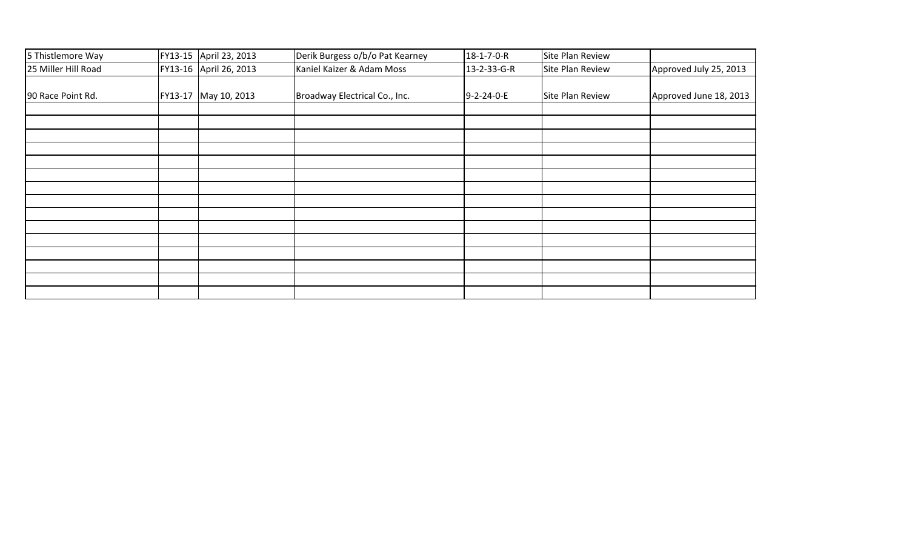| | | | | | | |
|---|---|---|---|---|---|---|
| 5 Thistlemore Way | FY13-15 | April 23, 2013 | Derik Burgess o/b/o Pat Kearney | 18-1-7-0-R | Site Plan Review | |
| 25 Miller Hill Road | FY13-16 | April 26, 2013 | Kaniel Kaizer & Adam Moss | 13-2-33-G-R | Site Plan Review | Approved July 25, 2013 |
| 90 Race Point Rd. | FY13-17 | May 10, 2013 | Broadway Electrical Co., Inc. | 9-2-24-0-E | Site Plan Review | Approved June 18, 2013 |
| | | | | | | |
| | | | | | | |
| | | | | | | |
| | | | | | | |
| | | | | | | |
| | | | | | | |
| | | | | | | |
| | | | | | | |
| | | | | | | |
| | | | | | | |
| | | | | | | |
| | | | | | | |
| | | | | | | |
| | | | | | | |
| | | | | | | |